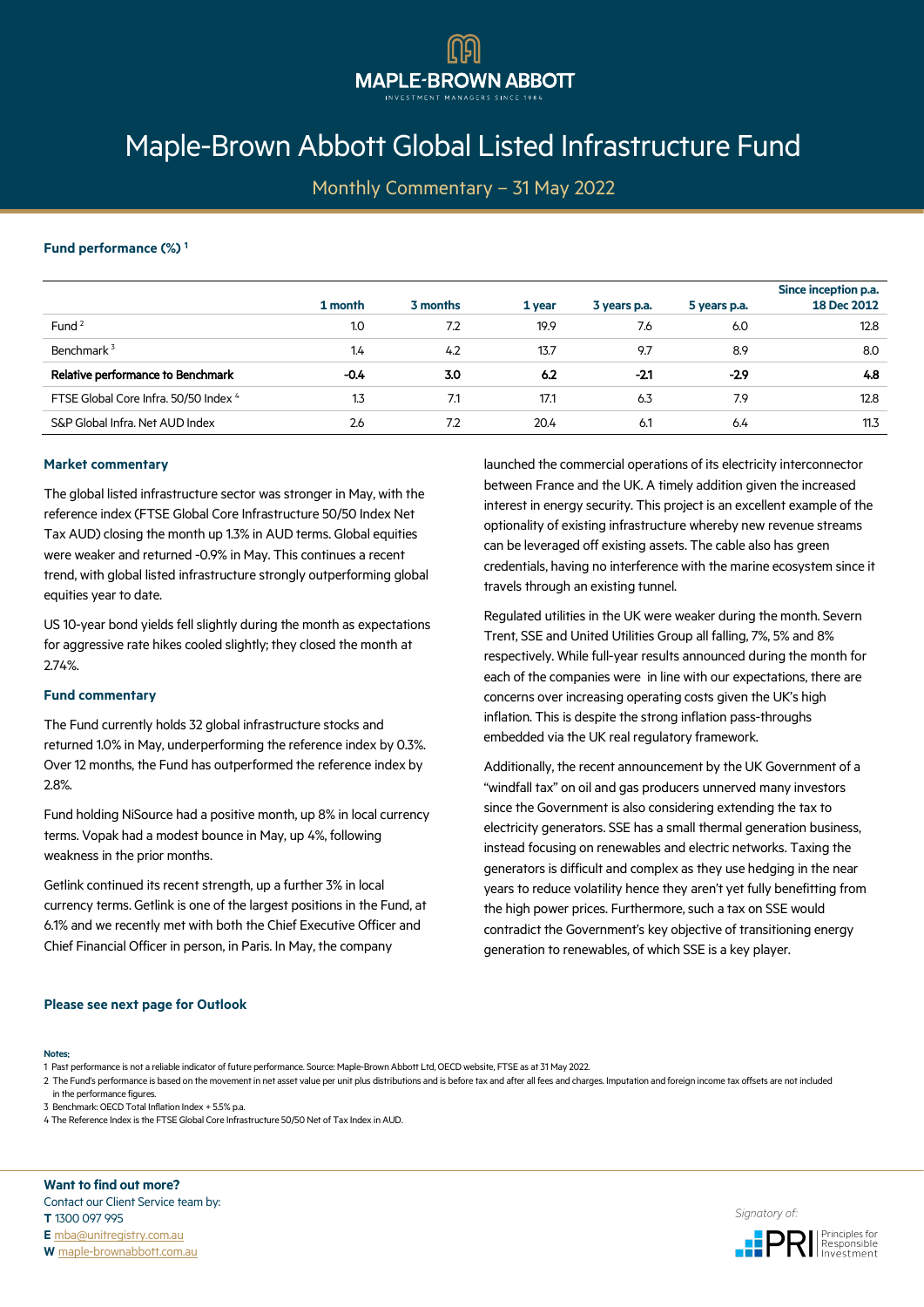# Maple-Brown Abbott Global Listed Infrastructure Fund

## Monthly Commentary – 31 May 2022

### Fund performance (%) [1]

| | 1 month | 3 months | 1 year | 3 years p.a. | 5 years p.a. | Since inception p.a. 18 Dec 2012 |
|---|---|---|---|---|---|---|
| Fund [2] | 1.0 | 7.2 | 19.9 | 7.6 | 6.0 | 12.8 |
| Benchmark [3] | 1.4 | 4.2 | 13.7 | 9.7 | 8.9 | 8.0 |
| **Relative performance to Benchmark** | **-0.4** | **3.0** | **6.2** | **-2.1** | **-2.9** | **4.8** |
| FTSE Global Core Infra. 50/50 Index [4] | 1.3 | 7.1 | 17.1 | 6.3 | 7.9 | 12.8 |
| S&P Global Infra. Net AUD Index | 2.6 | 7.2 | 20.4 | 6.1 | 6.4 | 11.3 |

### Market commentary

The global listed infrastructure sector was stronger in May, with the reference index (FTSE Global Core Infrastructure 50/50 Index Net Tax AUD) closing the month up 1.3% in AUD terms. Global equities were weaker and returned -0.9% in May. This continues a recent trend, with global listed infrastructure strongly outperforming global equities year to date.

US 10-year bond yields fell slightly during the month as expectations for aggressive rate hikes cooled slightly; they closed the month at 2.74%.

### Fund commentary

The Fund currently holds 32 global infrastructure stocks and returned 1.0% in May, underperforming the reference index by 0.3%. Over 12 months, the Fund has outperformed the reference index by 2.8%.

Fund holding NiSource had a positive month, up 8% in local currency terms. Vopak had a modest bounce in May, up 4%, following weakness in the prior months.

Getlink continued its recent strength, up a further 3% in local currency terms. Getlink is one of the largest positions in the Fund, at 6.1% and we recently met with both the Chief Executive Officer and Chief Financial Officer in person, in Paris. In May, the company launched the commercial operations of its electricity interconnector between France and the UK. A timely addition given the increased interest in energy security. This project is an excellent example of the optionality of existing infrastructure whereby new revenue streams can be leveraged off existing assets. The cable also has green credentials, having no interference with the marine ecosystem since it travels through an existing tunnel.

Regulated utilities in the UK were weaker during the month. Severn Trent, SSE and United Utilities Group all falling, 7%, 5% and 8% respectively. While full-year results announced during the month for each of the companies were in line with our expectations, there are concerns over increasing operating costs given the UK's high inflation. This is despite the strong inflation pass-throughs embedded via the UK real regulatory framework.

Additionally, the recent announcement by the UK Government of a "windfall tax" on oil and gas producers unnerved many investors since the Government is also considering extending the tax to electricity generators. SSE has a small thermal generation business, instead focusing on renewables and electric networks. Taxing the generators is difficult and complex as they use hedging in the near years to reduce volatility hence they aren't yet fully benefitting from the high power prices. Furthermore, such a tax on SSE would contradict the Government's key objective of transitioning energy generation to renewables, of which SSE is a key player.

**Please see next page for Outlook**

**Notes:**

1 Past performance is not a reliable indicator of future performance. Source: Maple-Brown Abbott Ltd, OECD website, FTSE as at 31 May 2022.

2 The Fund's performance is based on the movement in net asset value per unit plus distributions and is before tax and after all fees and charges. Imputation and foreign income tax offsets are not included in the performance figures.

3 Benchmark: OECD Total Inflation Index + 5.5% p.a.

4 The Reference Index is the FTSE Global Core Infrastructure 50/50 Net of Tax Index in AUD.

**Want to find out more?**

Contact our Client Service team by:

**T** 1300 097 995

**E** mba@unitregistry.com.au

**W** maple-brownabbott.com.au

*Signatory of:* PRI Principles for Responsible Investment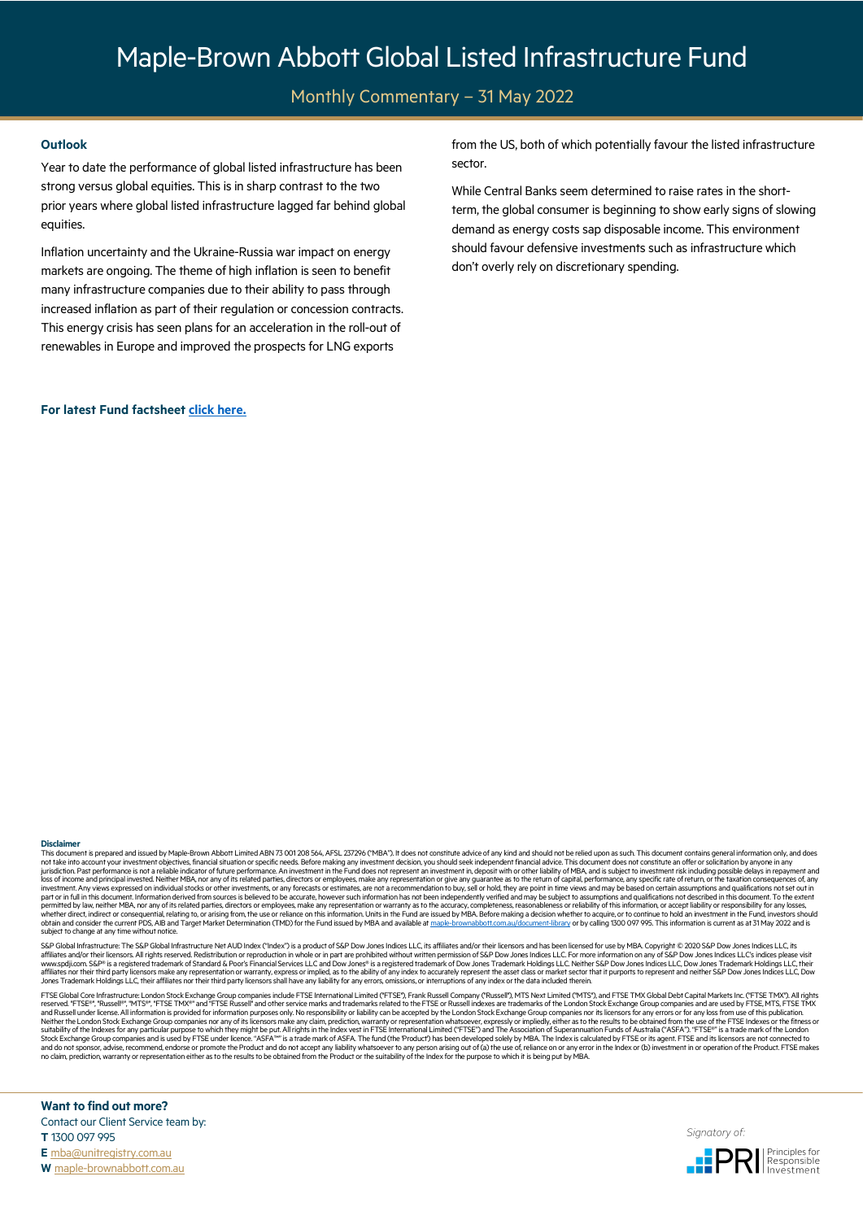# Maple-Brown Abbott Global Listed Infrastructure Fund

Monthly Commentary – 31 May 2022

### Outlook

Year to date the performance of global listed infrastructure has been strong versus global equities. This is in sharp contrast to the two prior years where global listed infrastructure lagged far behind global equities.

Inflation uncertainty and the Ukraine-Russia war impact on energy markets are ongoing. The theme of high inflation is seen to benefit many infrastructure companies due to their ability to pass through increased inflation as part of their regulation or concession contracts. This energy crisis has seen plans for an acceleration in the roll-out of renewables in Europe and improved the prospects for LNG exports from the US, both of which potentially favour the listed infrastructure sector.

While Central Banks seem determined to raise rates in the short-term, the global consumer is beginning to show early signs of slowing demand as energy costs sap disposable income. This environment should favour defensive investments such as infrastructure which don't overly rely on discretionary spending.

**For latest Fund factsheet click here.**

**Disclaimer**

This document is prepared and issued by Maple-Brown Abbott Limited ABN 73 001 208 564, AFSL 237296 ("MBA"). It does not constitute advice of any kind and should not be relied upon as such. This document contains general information only, and does not take into account your investment objectives, financial situation or specific needs. Before making any investment decision, you should seek independent financial advice. This document does not constitute an offer or solicitation by anyone in any jurisdiction. Past performance is not a reliable indicator of future performance. An investment in the Fund does not represent an investment in, deposit with or other liability of MBA, and is subject to investment risk including possible delays in repayment and loss of income and principal invested. Neither MBA, nor any of its related parties, directors or employees, make any representation or give any guarantee as to the return of capital, performance, any specific rate of return, or the taxation consequences of, any investment. Any views expressed on individual stocks or other investments, or any forecasts or estimates, are not a recommendation to buy, sell or hold, they are point in time views and may be based on certain assumptions and qualifications not set out in part or in full in this document. Information derived from sources is believed to be accurate, however such information has not been independently verified and may be subject to assumptions and qualifications not described in this document. To the extent permitted by law, neither MBA, nor any of its related parties, directors or employees, make any representation or warranty as to the accuracy, completeness, reasonableness or reliability of this information, or accept liability or responsibility for any losses, whether direct, indirect or consequential, relating to, or arising from, the use or reliance on this information. Units in the Fund are issued by MBA. Before making a decision whether to acquire, or to continue to hold an investment in the Fund, investors should obtain and consider the current PDS, AIB and Target Market Determination (TMD) for the Fund issued by MBA and available at maple-brownabbott.com.au/document-library or by calling 1300 097 995. This information is current as at 31 May 2022 and is subject to change at any time without notice.

S&P Global Infrastructure: The S&P Global Infrastructure Net AUD Index ("Index") is a product of S&P Dow Jones Indices LLC, its affiliates and/or their licensors and has been licensed for use by MBA. Copyright © 2020 S&P Dow Jones Indices LLC, its affiliates and/or their licensors. All rights reserved. Redistribution or reproduction in whole or in part are prohibited without written permission of S&P Dow Jones Indices LLC. For more information on any of S&P Dow Jones Indices LLC's indices please visit www.spdji.com. S&P® is a registered trademark of Standard & Poor's Financial Services LLC and Dow Jones® is a registered trademark of Dow Jones Trademark Holdings LLC. Neither S&P Dow Jones Indices LLC, Dow Jones Trademark Holdings LLC, their affiliates nor their third party licensors make any representation or warranty, express or implied, as to the ability of any index to accurately represent the asset class or market sector that it purports to represent and neither S&P Dow Jones Indices LLC, Dow Jones Trademark Holdings LLC, their affiliates nor their third party licensors shall have any liability for any errors, omissions, or interruptions of any index or the data included therein.

FTSE Global Core Infrastructure: London Stock Exchange Group companies include FTSE International Limited ("FTSE"), Frank Russell Company ("Russell"), MTS Next Limited ("MTS"), and FTSE TMX Global Debt Capital Markets Inc. ("FTSE TMX"). All rights reserved. "FTSE®", "Russell®", "MTS®", "FTSE TMX®" and "FTSE Russell" and other service marks and trademarks related to the FTSE or Russell indexes are trademarks of the London Stock Exchange Group companies and are used by FTSE, MTS, FTSE TMX and Russell under license. All information is provided for information purposes only. No responsibility or liability can be accepted by the London Stock Exchange Group companies nor its licensors for any errors or for any loss from use of this publication. Neither the London Stock Exchange Group companies nor any of its licensors make any claim, prediction, warranty or representation whatsoever, expressly or impliedly, either as to the results to be obtained from the use of the FTSE Indexes or the fitness or suitability of the Indexes for any particular purpose to which they might be put. All rights in the Index vest in FTSE International Limited ("FTSE") and The Association of Superannuation Funds of Australia ("ASFA"). "FTSE®" is a trade mark of the London Stock Exchange Group companies and is used by FTSE under licence. "ASFA™" is a trade mark of ASFA. The fund (the 'Product') has been developed solely by MBA. The Index is calculated by FTSE or its agent. FTSE and its licensors are not connected to and do not sponsor, advise, recommend, endorse or promote the Product and do not accept any liability whatsoever to any person arising out of (a) the use of, reliance on or any error in the Index or (b) investment in or operation of the Product. FTSE makes no claim, prediction, warranty or representation either as to the results to be obtained from the Product or the suitability of the Index for the purpose to which it is being put by MBA.

**Want to find out more?**

Contact our Client Service team by:

**T** 1300 097 995

**E** mba@unitregistry.com.au

**W** maple-brownabbott.com.au

*Signatory of:*

PRI Principles for Responsible Investment